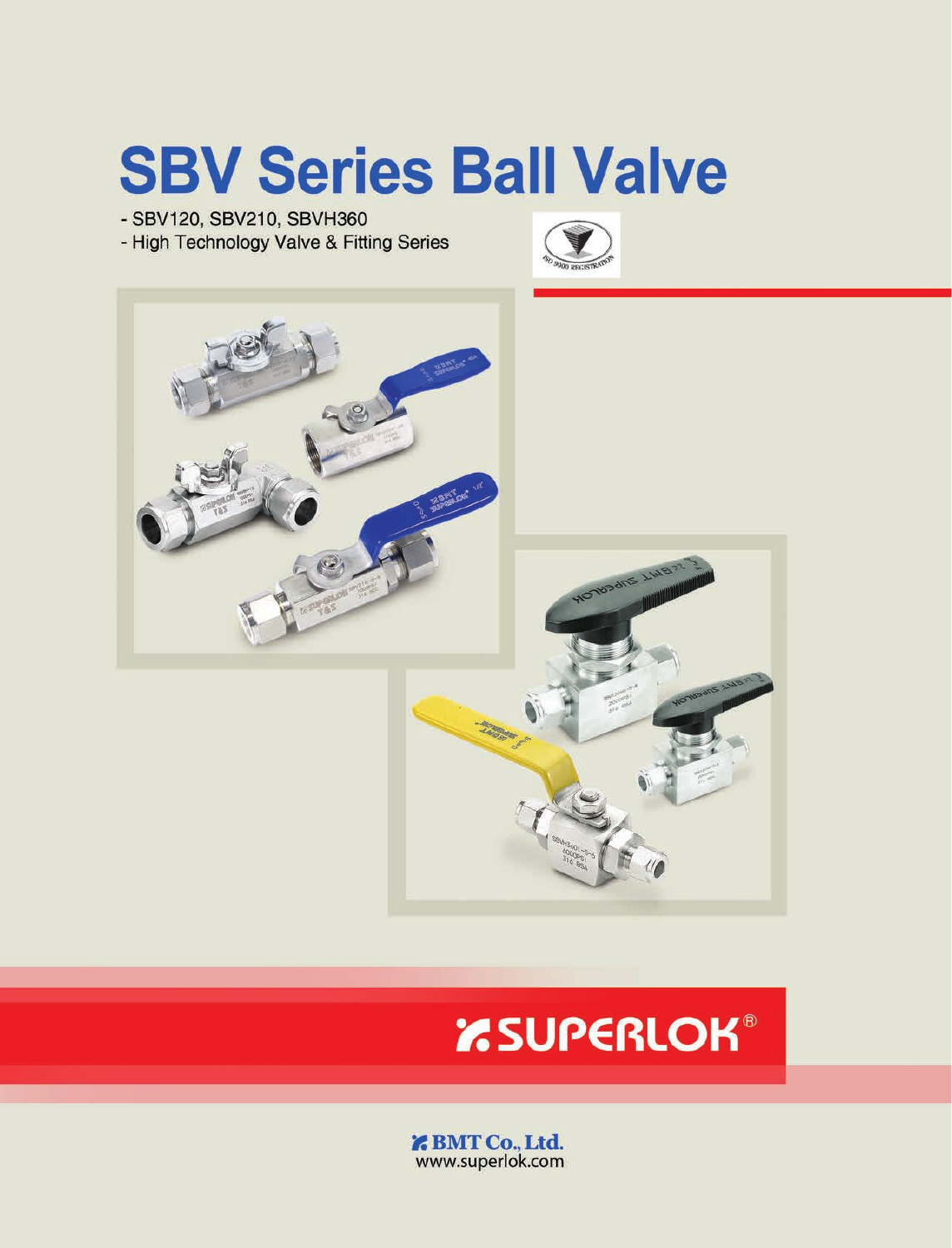# SBV Series Ball Valve

- SBV120, SBV210, SBVH360
- High Technology Valve & Fitting Series

ISO 9000 REGISTRATION

SUPERLOK®

BMT Co., Ltd.
www.superlok.com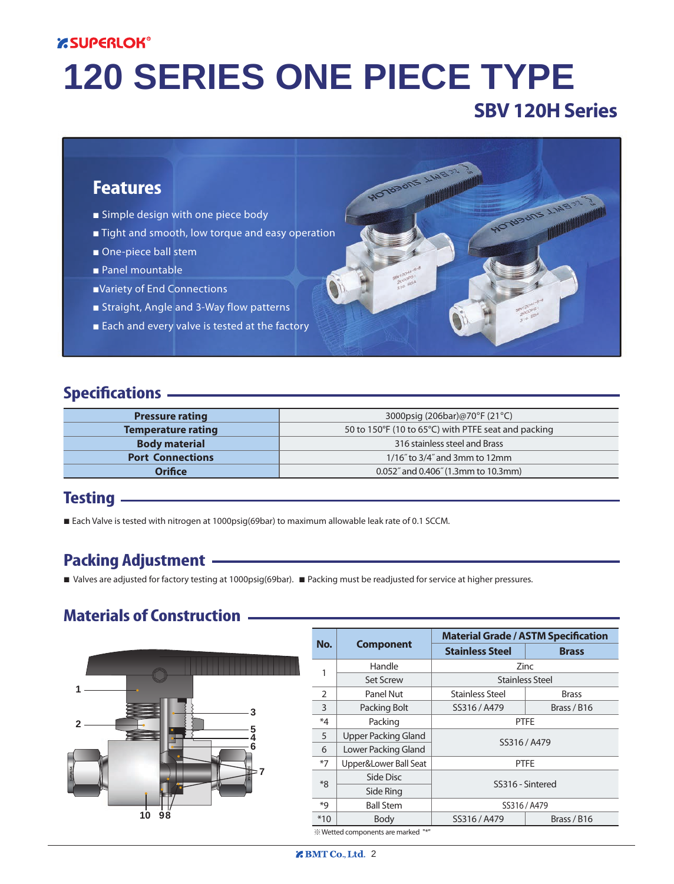# 120 SERIES ONE PIECE TYPE

## SBV 120H Series

### Features

- Simple design with one piece body
- Tight and smooth, low torque and easy operation
- One-piece ball stem
- Panel mountable
- Variety of End Connections
- Straight, Angle and 3-Way flow patterns
- Each and every valve is tested at the factory

## Specifications

| | |
|---|---|
| **Pressure rating** | 3000psig (206bar)@70°F (21°C) |
| **Temperature rating** | 50 to 150°F (10 to 65°C) with PTFE seat and packing |
| **Body material** | 316 stainless steel and Brass |
| **Port Connections** | 1/16˝ to 3/4˝ and 3mm to 12mm |
| **Orifice** | 0.052˝ and 0.406˝ (1.3mm to 10.3mm) |

## Testing

■ Each Valve is tested with nitrogen at 1000psig(69bar) to maximum allowable leak rate of 0.1 SCCM.

## Packing Adjustment

■ Valves are adjusted for factory testing at 1000psig(69bar). ■ Packing must be readjusted for service at higher pressures.

## Materials of Construction

| No. | Component | Material Grade / ASTM Specification | |
|---|---|---|---|
| | | **Stainless Steel** | **Brass** |
| 1 | Handle | Zinc | |
| | Set Screw | Stainless Steel | |
| 2 | Panel Nut | Stainless Steel | Brass |
| 3 | Packing Bolt | SS316 / A479 | Brass / B16 |
| *4 | Packing | PTFE | |
| 5 | Upper Packing Gland | SS316 / A479 | |
| 6 | Lower Packing Gland | SS316 / A479 | |
| *7 | Upper&Lower Ball Seat | PTFE | |
| *8 | Side Disc | SS316 - Sintered | |
| | Side Ring | SS316 - Sintered | |
| *9 | Ball Stem | SS316 / A479 | |
| *10 | Body | SS316 / A479 | Brass / B16 |

※ Wetted components are marked "*"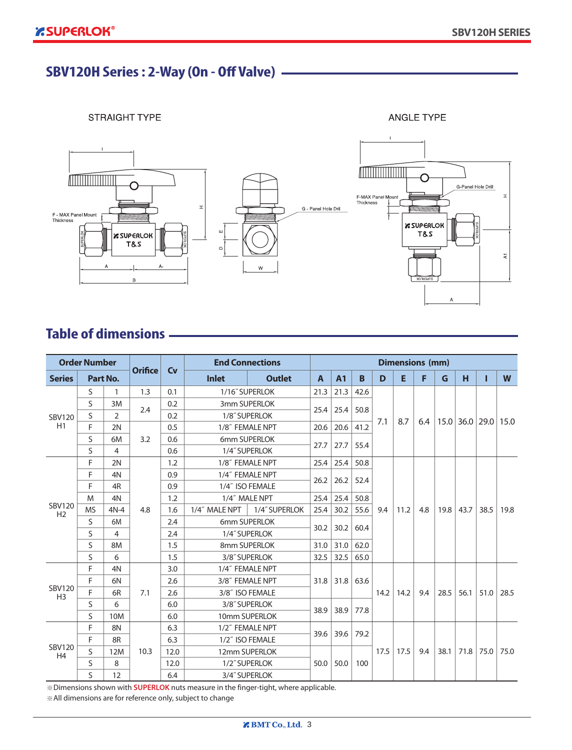## SBV120H Series : 2-Way (On - Off Valve)

STRAIGHT TYPE

ANGLE TYPE

F - MAX Panel Mount Thickness

G - Panel Hole Drill

## Table of dimensions

| Order Number | | | Orifice | Cv | End Connections | | Dimensions (mm) | | | | | | | | | |
|---|---|---|---|---|---|---|---|---|---|---|---|---|---|---|---|---|
| Series | Part No. | | | | Inlet | Outlet | A | A1 | B | D | E | F | G | H | I | W |
| SBV120 H1 | S | 1 | 1.3 | 0.1 | 1/16″ SUPERLOK | | 21.3 | 21.3 | 42.6 | 7.1 | 8.7 | 6.4 | 15.0 | 36.0 | 29.0 | 15.0 |
| | S | 3M | 2.4 | 0.2 | 3mm SUPERLOK | | 25.4 | 25.4 | 50.8 | | | | | | | |
| | S | 2 | | 0.2 | 1/8″ SUPERLOK | | | | | | | | | | | |
| | F | 2N | 3.2 | 0.5 | 1/8″ FEMALE NPT | | 20.6 | 20.6 | 41.2 | | | | | | | |
| | S | 6M | | 0.6 | 6mm SUPERLOK | | 27.7 | 27.7 | 55.4 | | | | | | | |
| | S | 4 | | 0.6 | 1/4″ SUPERLOK | | | | | | | | | | | |
| SBV120 H2 | F | 2N | 4.8 | 1.2 | 1/8″ FEMALE NPT | | 25.4 | 25.4 | 50.8 | 9.4 | 11.2 | 4.8 | 19.8 | 43.7 | 38.5 | 19.8 |
| | F | 4N | | 0.9 | 1/4″ FEMALE NPT | | 26.2 | 26.2 | 52.4 | | | | | | | |
| | F | 4R | | 0.9 | 1/4″ ISO FEMALE | | | | | | | | | | | |
| | M | 4N | | 1.2 | 1/4″ MALE NPT | | 25.4 | 25.4 | 50.8 | | | | | | | |
| | MS | 4N-4 | | 1.6 | 1/4″ MALE NPT | 1/4″ SUPERLOK | 25.4 | 30.2 | 55.6 | | | | | | | |
| | S | 6M | | 2.4 | 6mm SUPERLOK | | 30.2 | 30.2 | 60.4 | | | | | | | |
| | S | 4 | | 2.4 | 1/4″ SUPERLOK | | | | | | | | | | | |
| | S | 8M | | 1.5 | 8mm SUPERLOK | | 31.0 | 31.0 | 62.0 | | | | | | | |
| | S | 6 | | 1.5 | 3/8″ SUPERLOK | | 32.5 | 32.5 | 65.0 | | | | | | | |
| SBV120 H3 | F | 4N | 7.1 | 3.0 | 1/4″ FEMALE NPT | | 31.8 | 31.8 | 63.6 | 14.2 | 14.2 | 9.4 | 28.5 | 56.1 | 51.0 | 28.5 |
| | F | 6N | | 2.6 | 3/8″ FEMALE NPT | | | | | | | | | | | |
| | F | 6R | | 2.6 | 3/8″ ISO FEMALE | | | | | | | | | | | |
| | S | 6 | | 6.0 | 3/8″ SUPERLOK | | 38.9 | 38.9 | 77.8 | | | | | | | |
| | S | 10M | | 6.0 | 10mm SUPERLOK | | | | | | | | | | | |
| SBV120 H4 | F | 8N | 10.3 | 6.3 | 1/2″ FEMALE NPT | | 39.6 | 39.6 | 79.2 | 17.5 | 17.5 | 9.4 | 38.1 | 71.8 | 75.0 | 75.0 |
| | F | 8R | | 6.3 | 1/2″ ISO FEMALE | | | | | | | | | | | |
| | S | 12M | | 12.0 | 12mm SUPERLOK | | 50.0 | 50.0 | 100 | | | | | | | |
| | S | 8 | | 12.0 | 1/2″ SUPERLOK | | | | | | | | | | | |
| | S | 12 | | 6.4 | 3/4″ SUPERLOK | | | | | | | | | | | |

※Dimensions shown with **SUPERLOK** nuts measure in the finger-tight, where applicable.

※All dimensions are for reference only, subject to change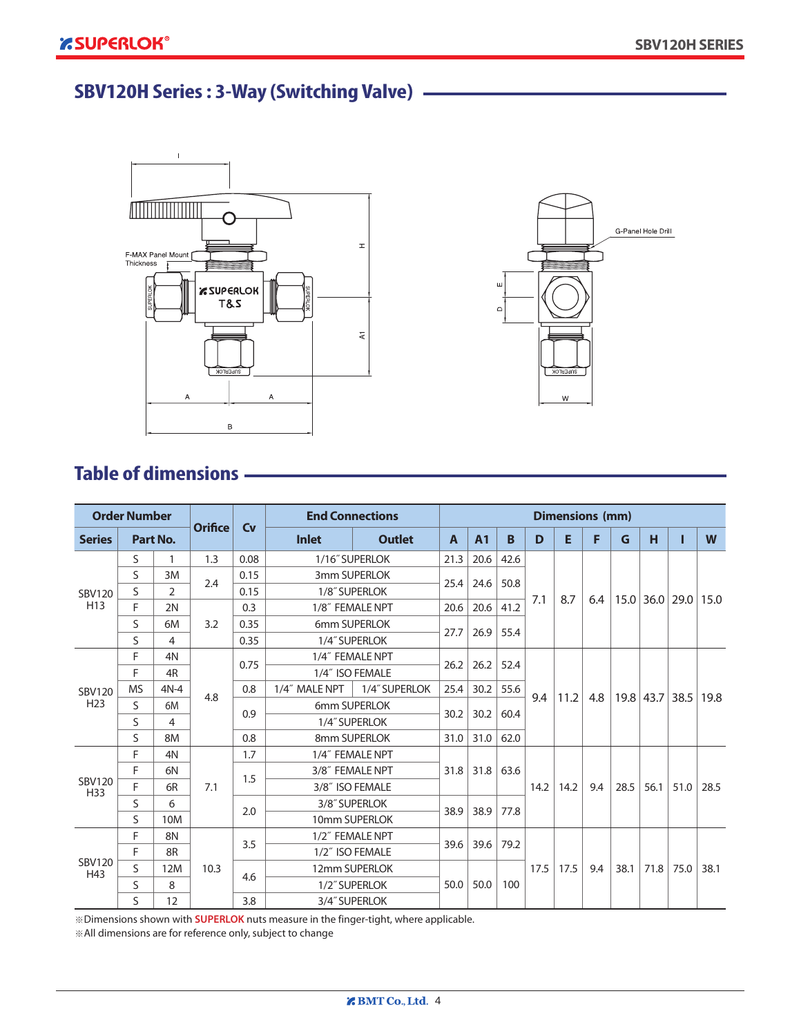# SBV120H Series : 3-Way (Switching Valve)

F-MAX Panel Mount Thickness

G-Panel Hole Drill

## Table of dimensions

| Order Number | | | Orifice | Cv | End Connections | | Dimensions (mm) | | | | | | | | | |
|---|---|---|---|---|---|---|---|---|---|---|---|---|---|---|---|---|
| Series | Part No. | | | | Inlet | Outlet | A | A1 | B | D | E | F | G | H | I | W |
| SBV120 H13 | S | 1 | 1.3 | 0.08 | 1/16″ SUPERLOK | | 21.3 | 20.6 | 42.6 | 7.1 | 8.7 | 6.4 | 15.0 | 36.0 | 29.0 | 15.0 |
| | S | 3M | 2.4 | 0.15 | 3mm SUPERLOK | | 25.4 | 24.6 | 50.8 | | | | | | | |
| | S | 2 | | 0.15 | 1/8″ SUPERLOK | | | | | | | | | | | |
| | F | 2N | 3.2 | 0.3 | 1/8″ FEMALE NPT | | 20.6 | 20.6 | 41.2 | | | | | | | |
| | S | 6M | | 0.35 | 6mm SUPERLOK | | 27.7 | 26.9 | 55.4 | | | | | | | |
| | S | 4 | | 0.35 | 1/4″ SUPERLOK | | | | | | | | | | | |
| SBV120 H23 | F | 4N | 4.8 | 0.75 | 1/4″ FEMALE NPT | | 26.2 | 26.2 | 52.4 | 9.4 | 11.2 | 4.8 | 19.8 | 43.7 | 38.5 | 19.8 |
| | F | 4R | | | 1/4″ ISO FEMALE | | | | | | | | | | | |
| | MS | 4N-4 | | 0.8 | 1/4″ MALE NPT | 1/4″ SUPERLOK | 25.4 | 30.2 | 55.6 | | | | | | | |
| | S | 6M | | 0.9 | 6mm SUPERLOK | | 30.2 | 30.2 | 60.4 | | | | | | | |
| | S | 4 | | | 1/4″ SUPERLOK | | | | | | | | | | | |
| | S | 8M | | 0.8 | 8mm SUPERLOK | | 31.0 | 31.0 | 62.0 | | | | | | | |
| SBV120 H33 | F | 4N | 7.1 | 1.7 | 1/4″ FEMALE NPT | | 31.8 | 31.8 | 63.6 | 14.2 | 14.2 | 9.4 | 28.5 | 56.1 | 51.0 | 28.5 |
| | F | 6N | | 1.5 | 3/8″ FEMALE NPT | | | | | | | | | | | |
| | F | 6R | | | 3/8″ ISO FEMALE | | | | | | | | | | | |
| | S | 6 | | 2.0 | 3/8″ SUPERLOK | | 38.9 | 38.9 | 77.8 | | | | | | | |
| | S | 10M | | | 10mm SUPERLOK | | | | | | | | | | | |
| SBV120 H43 | F | 8N | 10.3 | 3.5 | 1/2″ FEMALE NPT | | 39.6 | 39.6 | 79.2 | 17.5 | 17.5 | 9.4 | 38.1 | 71.8 | 75.0 | 38.1 |
| | F | 8R | | | 1/2″ ISO FEMALE | | | | | | | | | | | |
| | S | 12M | | 4.6 | 12mm SUPERLOK | | 50.0 | 50.0 | 100 | | | | | | | |
| | S | 8 | | | 1/2″ SUPERLOK | | | | | | | | | | | |
| | S | 12 | | 3.8 | 3/4″ SUPERLOK | | | | | | | | | | | |

※Dimensions shown with **SUPERLOK** nuts measure in the finger-tight, where applicable.
※All dimensions are for reference only, subject to change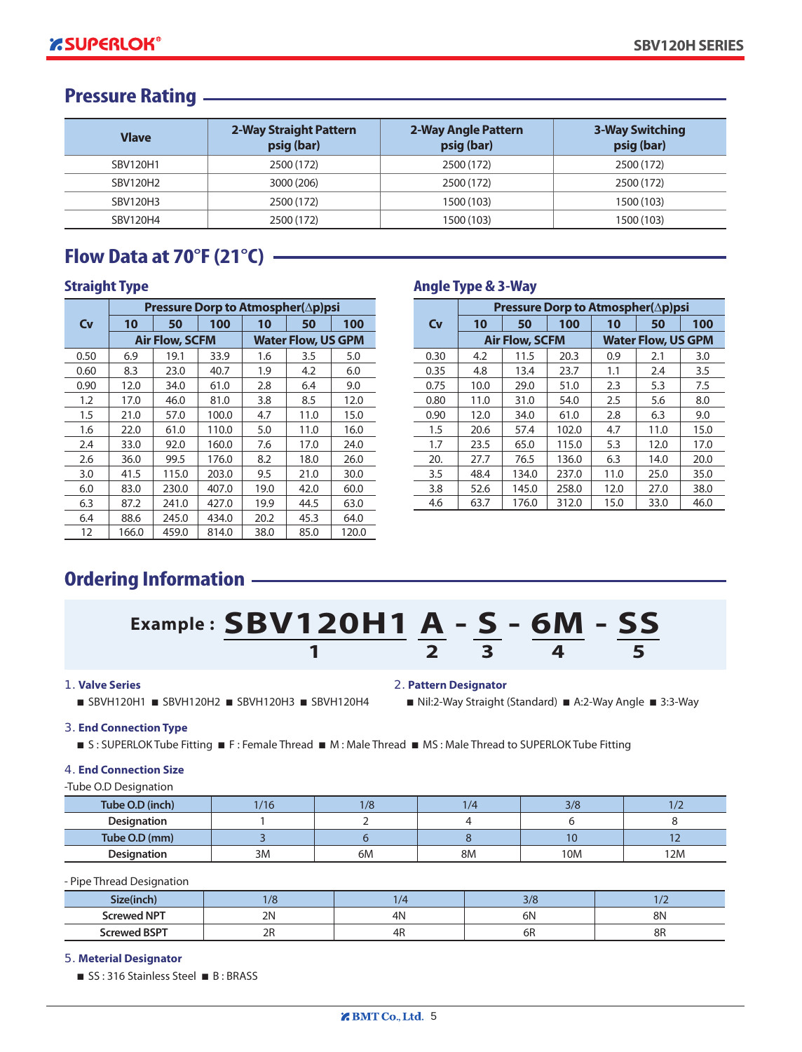## Pressure Rating

| Vlave | 2-Way Straight Pattern psig (bar) | 2-Way Angle Pattern psig (bar) | 3-Way Switching psig (bar) |
|---|---|---|---|
| SBV120H1 | 2500 (172) | 2500 (172) | 2500 (172) |
| SBV120H2 | 3000 (206) | 2500 (172) | 2500 (172) |
| SBV120H3 | 2500 (172) | 1500 (103) | 1500 (103) |
| SBV120H4 | 2500 (172) | 1500 (103) | 1500 (103) |

## Flow Data at 70°F (21°C)

### Straight Type

| Cv | Pressure Dorp to Atmospher(Δp)psi | | | | | |
|---|---|---|---|---|---|---|
| | 10 | 50 | 100 | 10 | 50 | 100 |
| | Air Flow, SCFM | | | Water Flow, US GPM | | |
| 0.50 | 6.9 | 19.1 | 33.9 | 1.6 | 3.5 | 5.0 |
| 0.60 | 8.3 | 23.0 | 40.7 | 1.9 | 4.2 | 6.0 |
| 0.90 | 12.0 | 34.0 | 61.0 | 2.8 | 6.4 | 9.0 |
| 1.2 | 17.0 | 46.0 | 81.0 | 3.8 | 8.5 | 12.0 |
| 1.5 | 21.0 | 57.0 | 100.0 | 4.7 | 11.0 | 15.0 |
| 1.6 | 22.0 | 61.0 | 110.0 | 5.0 | 11.0 | 16.0 |
| 2.4 | 33.0 | 92.0 | 160.0 | 7.6 | 17.0 | 24.0 |
| 2.6 | 36.0 | 99.5 | 176.0 | 8.2 | 18.0 | 26.0 |
| 3.0 | 41.5 | 115.0 | 203.0 | 9.5 | 21.0 | 30.0 |
| 6.0 | 83.0 | 230.0 | 407.0 | 19.0 | 42.0 | 60.0 |
| 6.3 | 87.2 | 241.0 | 427.0 | 19.9 | 44.5 | 63.0 |
| 6.4 | 88.6 | 245.0 | 434.0 | 20.2 | 45.3 | 64.0 |
| 12 | 166.0 | 459.0 | 814.0 | 38.0 | 85.0 | 120.0 |

### Angle Type & 3-Way

| Cv | Pressure Dorp to Atmospher(Δp)psi | | | | | |
|---|---|---|---|---|---|---|
| | 10 | 50 | 100 | 10 | 50 | 100 |
| | Air Flow, SCFM | | | Water Flow, US GPM | | |
| 0.30 | 4.2 | 11.5 | 20.3 | 0.9 | 2.1 | 3.0 |
| 0.35 | 4.8 | 13.4 | 23.7 | 1.1 | 2.4 | 3.5 |
| 0.75 | 10.0 | 29.0 | 51.0 | 2.3 | 5.3 | 7.5 |
| 0.80 | 11.0 | 31.0 | 54.0 | 2.5 | 5.6 | 8.0 |
| 0.90 | 12.0 | 34.0 | 61.0 | 2.8 | 6.3 | 9.0 |
| 1.5 | 20.6 | 57.4 | 102.0 | 4.7 | 11.0 | 15.0 |
| 1.7 | 23.5 | 65.0 | 115.0 | 5.3 | 12.0 | 17.0 |
| 20. | 27.7 | 76.5 | 136.0 | 6.3 | 14.0 | 20.0 |
| 3.5 | 48.4 | 134.0 | 237.0 | 11.0 | 25.0 | 35.0 |
| 3.8 | 52.6 | 145.0 | 258.0 | 12.0 | 27.0 | 38.0 |
| 4.6 | 63.7 | 176.0 | 312.0 | 15.0 | 33.0 | 46.0 |

## Ordering Information

**Example : SBV120H1 A - S - 6M - SS**

(1: SBV120H1, 2: A, 3: S, 4: 6M, 5: SS)

1. **Valve Series**
   - ■ SBVH120H1 ■ SBVH120H2 ■ SBVH120H3 ■ SBVH120H4

2. **Pattern Designator**
   - ■ Nil:2-Way Straight (Standard) ■ A:2-Way Angle ■ 3:3-Way

3. **End Connection Type**
   - ■ S : SUPERLOK Tube Fitting ■ F : Female Thread ■ M : Male Thread ■ MS : Male Thread to SUPERLOK Tube Fitting

4. **End Connection Size**

-Tube O.D Designation

| Tube O.D (inch) | 1/16 | 1/8 | 1/4 | 3/8 | 1/2 |
|---|---|---|---|---|---|
| Designation | 1 | 2 | 4 | 6 | 8 |
| Tube O.D (mm) | 3 | 6 | 8 | 10 | 12 |
| Designation | 3M | 6M | 8M | 10M | 12M |

- Pipe Thread Designation

| Size(inch) | 1/8 | 1/4 | 3/8 | 1/2 |
|---|---|---|---|---|
| Screwed NPT | 2N | 4N | 6N | 8N |
| Screwed BSPT | 2R | 4R | 6R | 8R |

5. **Meterial Designator**
   - ■ SS : 316 Stainless Steel ■ B : BRASS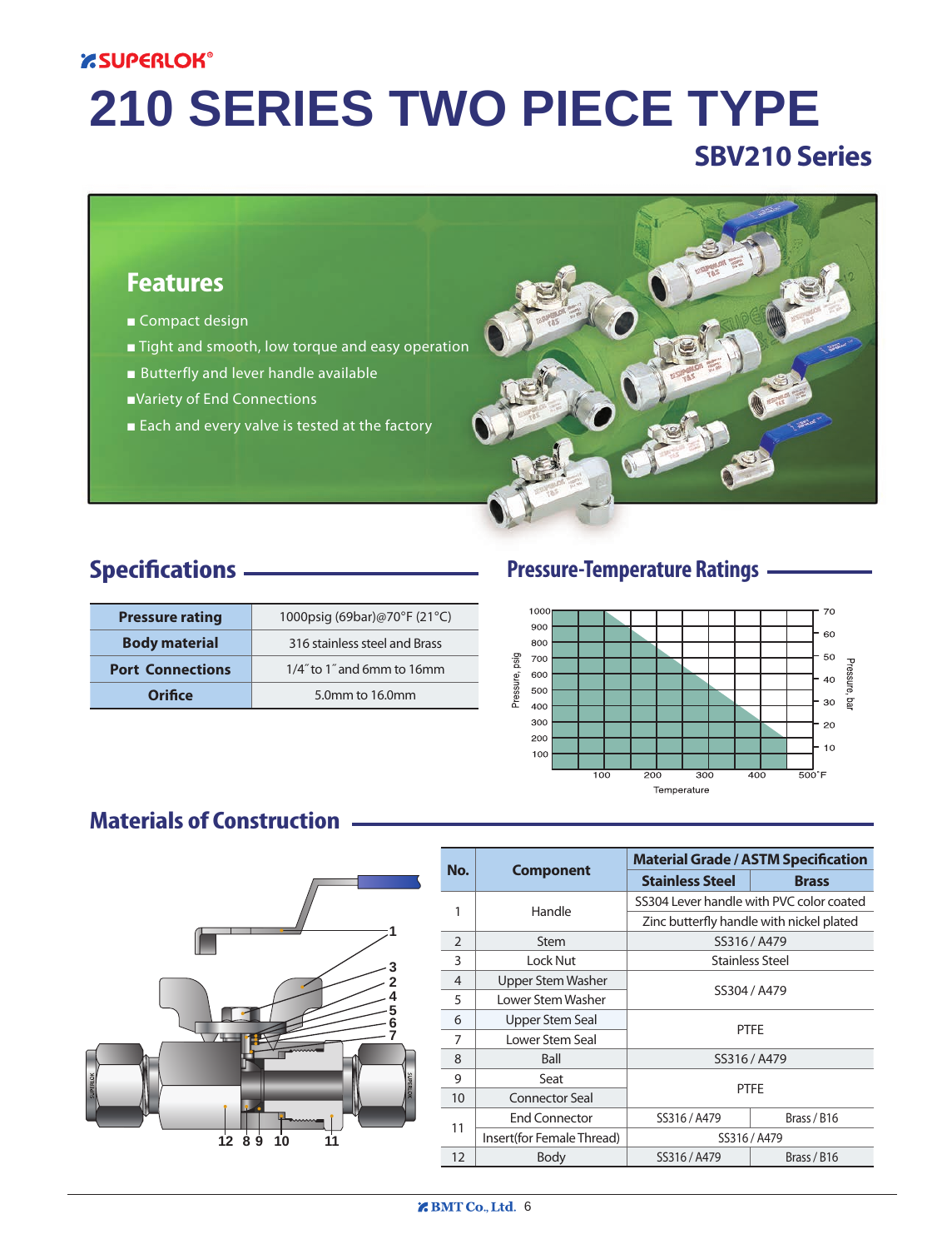# 210 SERIES TWO PIECE TYPE

## SBV210 Series

### Features

- Compact design
- Tight and smooth, low torque and easy operation
- Butterfly and lever handle available
- Variety of End Connections
- Each and every valve is tested at the factory

## Specifications

| Pressure rating | 1000psig (69bar)@70°F (21°C) |
|---|---|
| Body material | 316 stainless steel and Brass |
| Port Connections | 1/4˝ to 1˝ and 6mm to 16mm |
| Orifice | 5.0mm to 16.0mm |

## Pressure-Temperature Ratings

## Materials of Construction

| No. | Component | Material Grade / ASTM Specification | |
|---|---|---|---|
| | | Stainless Steel | Brass |
| 1 | Handle | SS304 Lever handle with PVC color coated | |
| | | Zinc butterfly handle with nickel plated | |
| 2 | Stem | SS316 / A479 | |
| 3 | Lock Nut | Stainless Steel | |
| 4 | Upper Stem Washer | SS304 / A479 | |
| 5 | Lower Stem Washer | | |
| 6 | Upper Stem Seal | PTFE | |
| 7 | Lower Stem Seal | | |
| 8 | Ball | SS316 / A479 | |
| 9 | Seat | PTFE | |
| 10 | Connector Seal | | |
| 11 | End Connector | SS316 / A479 | Brass / B16 |
| | Insert(for Female Thread) | SS316 / A479 | |
| 12 | Body | SS316 / A479 | Brass / B16 |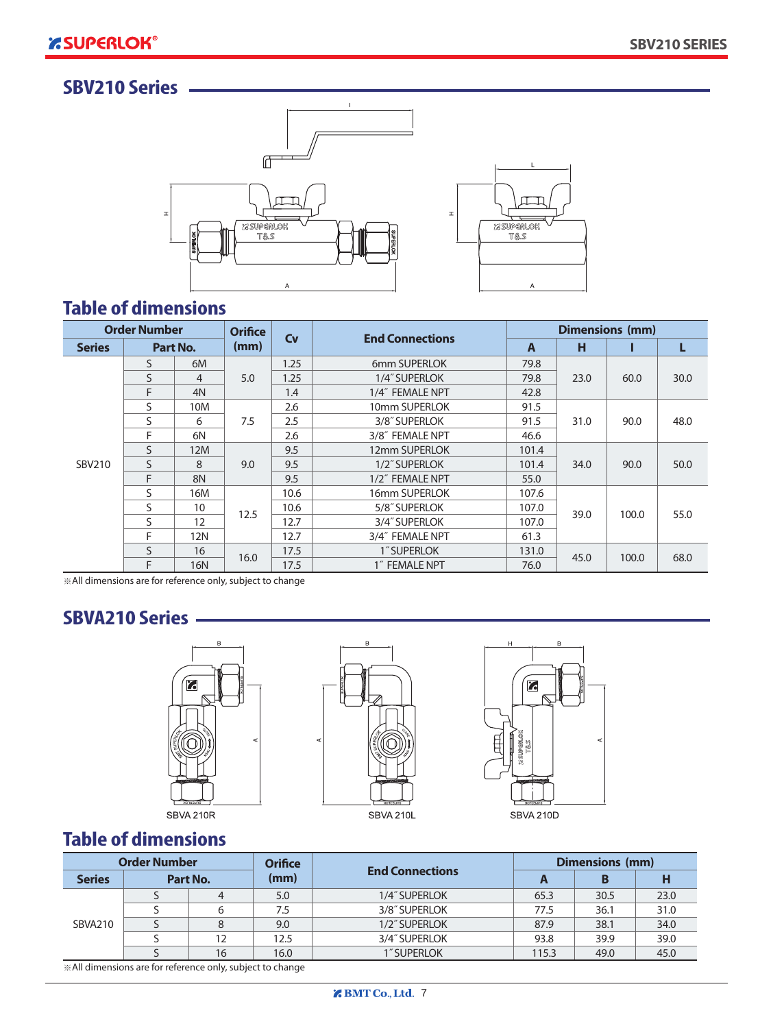## SBV210 Series

### Table of dimensions

| Order Number | | | Orifice (mm) | Cv | End Connections | Dimensions (mm) | | | |
|---|---|---|---|---|---|---|---|---|---|
| Series | Part No. | | | | | A | H | I | L |
| SBV210 | S | 6M | 5.0 | 1.25 | 6mm SUPERLOK | 79.8 | 23.0 | 60.0 | 30.0 |
| | S | 4 | | 1.25 | 1/4˝ SUPERLOK | 79.8 | | | |
| | F | 4N | | 1.4 | 1/4˝ FEMALE NPT | 42.8 | | | |
| | S | 10M | 7.5 | 2.6 | 10mm SUPERLOK | 91.5 | 31.0 | 90.0 | 48.0 |
| | S | 6 | | 2.5 | 3/8˝ SUPERLOK | 91.5 | | | |
| | F | 6N | | 2.6 | 3/8˝ FEMALE NPT | 46.6 | | | |
| | S | 12M | 9.0 | 9.5 | 12mm SUPERLOK | 101.4 | 34.0 | 90.0 | 50.0 |
| | S | 8 | | 9.5 | 1/2˝ SUPERLOK | 101.4 | | | |
| | F | 8N | | 9.5 | 1/2˝ FEMALE NPT | 55.0 | | | |
| | S | 16M | 12.5 | 10.6 | 16mm SUPERLOK | 107.6 | 39.0 | 100.0 | 55.0 |
| | S | 10 | | 10.6 | 5/8˝ SUPERLOK | 107.0 | | | |
| | S | 12 | | 12.7 | 3/4˝ SUPERLOK | 107.0 | | | |
| | F | 12N | | 12.7 | 3/4˝ FEMALE NPT | 61.3 | | | |
| | S | 16 | 16.0 | 17.5 | 1˝ SUPERLOK | 131.0 | 45.0 | 100.0 | 68.0 |
| | F | 16N | | 17.5 | 1˝ FEMALE NPT | 76.0 | | | |

※All dimensions are for reference only, subject to change

## SBVA210 Series

SBVA 210R SBVA 210L SBVA 210D

### Table of dimensions

| Order Number | | | Orifice (mm) | End Connections | Dimensions (mm) | | |
|---|---|---|---|---|---|---|---|
| Series | Part No. | | | | A | B | H |
| SBVA210 | S | 4 | 5.0 | 1/4˝ SUPERLOK | 65.3 | 30.5 | 23.0 |
| | S | 6 | 7.5 | 3/8˝ SUPERLOK | 77.5 | 36.1 | 31.0 |
| | S | 8 | 9.0 | 1/2˝ SUPERLOK | 87.9 | 38.1 | 34.0 |
| | S | 12 | 12.5 | 3/4˝ SUPERLOK | 93.8 | 39.9 | 39.0 |
| | S | 16 | 16.0 | 1˝ SUPERLOK | 115.3 | 49.0 | 45.0 |

※All dimensions are for reference only, subject to change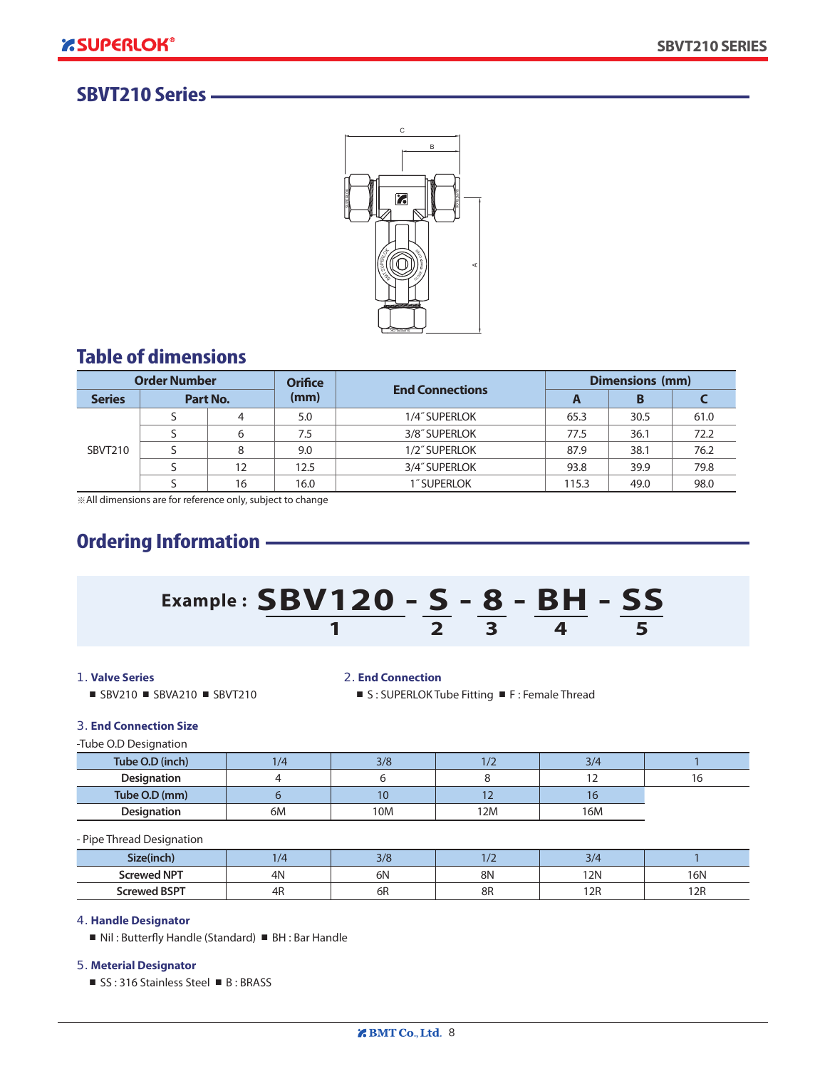## SBVT210 Series

## Table of dimensions

| Order Number | | | Orifice (mm) | End Connections | Dimensions (mm) | | |
|---|---|---|---|---|---|---|---|
| Series | Part No. | | | | A | B | C |
| SBVT210 | S | 4 | 5.0 | 1/4˝ SUPERLOK | 65.3 | 30.5 | 61.0 |
| | S | 6 | 7.5 | 3/8˝ SUPERLOK | 77.5 | 36.1 | 72.2 |
| | S | 8 | 9.0 | 1/2˝ SUPERLOK | 87.9 | 38.1 | 76.2 |
| | S | 12 | 12.5 | 3/4˝ SUPERLOK | 93.8 | 39.9 | 79.8 |
| | S | 16 | 16.0 | 1˝ SUPERLOK | 115.3 | 49.0 | 98.0 |

※All dimensions are for reference only, subject to change

## Ordering Information

**Example : SBV120 - S - 8 - BH - SS**
(1) SBV120, (2) S, (3) 8, (4) BH, (5) SS

1. **Valve Series**
   - ■ SBV210 ■ SBVA210 ■ SBVT210

2. **End Connection**
   - ■ S : SUPERLOK Tube Fitting ■ F : Female Thread

3. **End Connection Size**

-Tube O.D Designation

| Tube O.D (inch) | 1/4 | 3/8 | 1/2 | 3/4 | 1 |
|---|---|---|---|---|---|
| Designation | 4 | 6 | 8 | 12 | 16 |
| Tube O.D (mm) | 6 | 10 | 12 | 16 | |
| Designation | 6M | 10M | 12M | 16M | |

- Pipe Thread Designation

| Size(inch) | 1/4 | 3/8 | 1/2 | 3/4 | 1 |
|---|---|---|---|---|---|
| Screwed NPT | 4N | 6N | 8N | 12N | 16N |
| Screwed BSPT | 4R | 6R | 8R | 12R | 12R |

4. **Handle Designator**
   - ■ Nil : Butterfly Handle (Standard) ■ BH : Bar Handle

5. **Meterial Designator**
   - ■ SS : 316 Stainless Steel ■ B : BRASS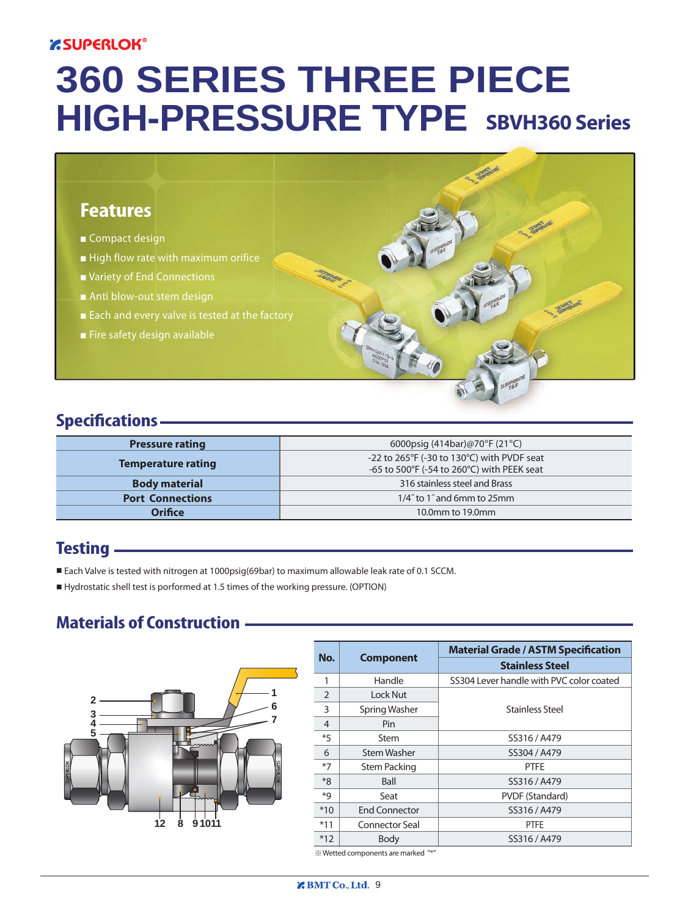SUPERLOK®

# 360 SERIES THREE PIECE HIGH-PRESSURE TYPE SBVH360 Series

## Features

- Compact design
- High flow rate with maximum orifice
- Variety of End Connections
- Anti blow-out stem design
- Each and every valve is tested at the factory
- Fire safety design available

## Specifications

| | |
|---|---|
| **Pressure rating** | 6000psig (414bar)@70°F (21°C) |
| **Temperature rating** | -22 to 265°F (-30 to 130°C) with PVDF seat<br>-65 to 500°F (-54 to 260°C) with PEEK seat |
| **Body material** | 316 stainless steel and Brass |
| **Port Connections** | 1/4˝ to 1˝ and 6mm to 25mm |
| **Orifice** | 10.0mm to 19.0mm |

## Testing

- Each Valve is tested with nitrogen at 1000psig(69bar) to maximum allowable leak rate of 0.1 SCCM.
- Hydrostatic shell test is performed at 1.5 times of the working pressure. (OPTION)

## Materials of Construction

| No. | Component | Material Grade / ASTM Specification |
|---|---|---|
| | | Stainless Steel |
| 1 | Handle | SS304 Lever handle with PVC color coated |
| 2 | Lock Nut | Stainless Steel |
| 3 | Spring Washer | Stainless Steel |
| 4 | Pin | Stainless Steel |
| *5 | Stem | SS316 / A479 |
| 6 | Stem Washer | SS304 / A479 |
| *7 | Stem Packing | PTFE |
| *8 | Ball | SS316 / A479 |
| *9 | Seat | PVDF (Standard) |
| *10 | End Connector | SS316 / A479 |
| *11 | Connector Seal | PTFE |
| *12 | Body | SS316 / A479 |

※Wetted components are marked "*"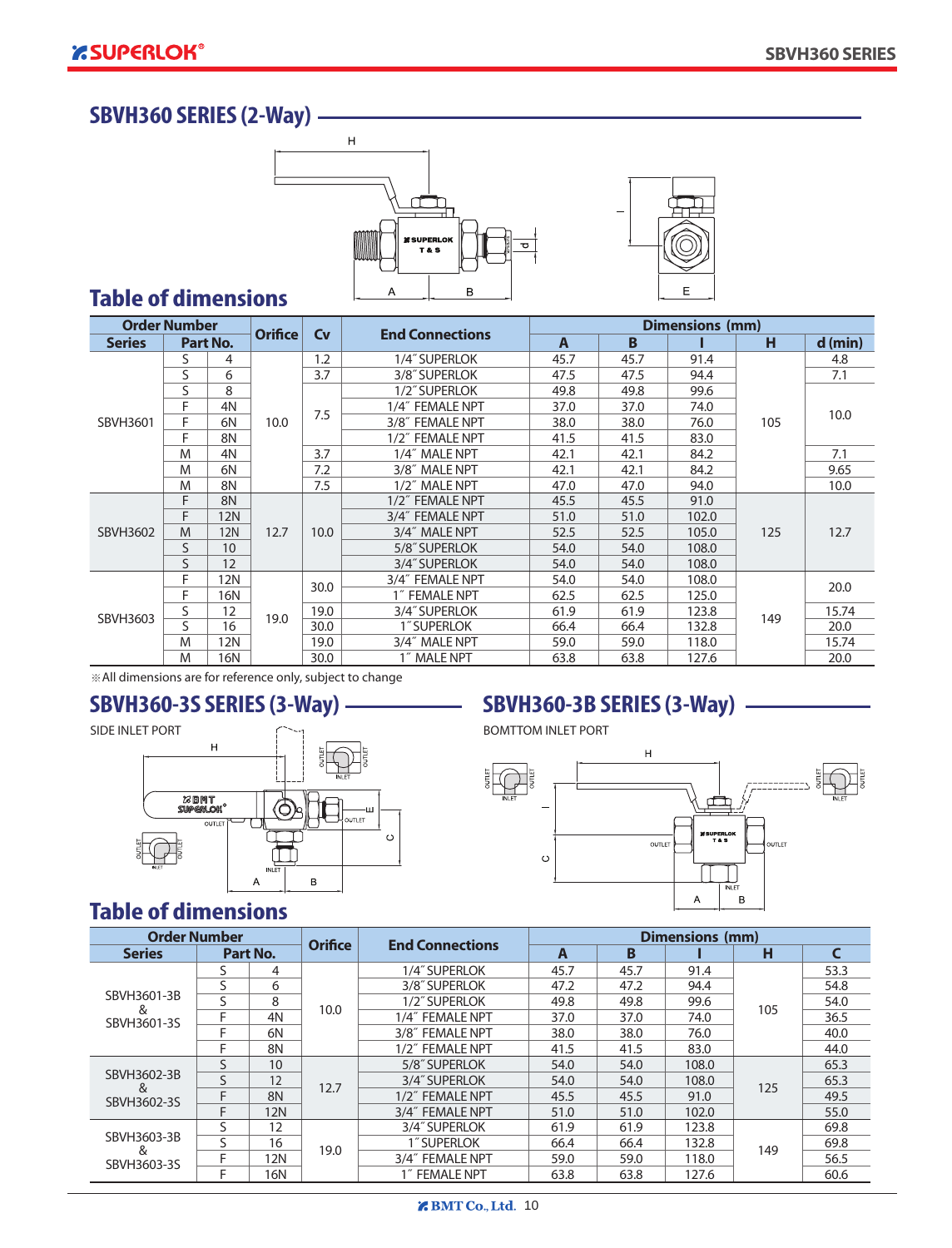## SBVH360 SERIES (2-Way)

## Table of dimensions

| Order Number | | | Orifice | Cv | End Connections | Dimensions (mm) | | | | |
|---|---|---|---|---|---|---|---|---|---|---|
| Series | Part No. | | | | | A | B | I | H | d (min) |
| SBVH3601 | S | 4 | 10.0 | 1.2 | 1/4″ SUPERLOK | 45.7 | 45.7 | 91.4 | 105 | 4.8 |
| | S | 6 | | 3.7 | 3/8″ SUPERLOK | 47.5 | 47.5 | 94.4 | | 7.1 |
| | S | 8 | | 7.5 | 1/2″ SUPERLOK | 49.8 | 49.8 | 99.6 | | 10.0 |
| | F | 4N | | | 1/4″ FEMALE NPT | 37.0 | 37.0 | 74.0 | | |
| | F | 6N | | | 3/8″ FEMALE NPT | 38.0 | 38.0 | 76.0 | | |
| | F | 8N | | | 1/2″ FEMALE NPT | 41.5 | 41.5 | 83.0 | | |
| | M | 4N | | 3.7 | 1/4″ MALE NPT | 42.1 | 42.1 | 84.2 | | 7.1 |
| | M | 6N | | 7.2 | 3/8″ MALE NPT | 42.1 | 42.1 | 84.2 | | 9.65 |
| | M | 8N | | 7.5 | 1/2″ MALE NPT | 47.0 | 47.0 | 94.0 | | 10.0 |
| SBVH3602 | F | 8N | 12.7 | 10.0 | 1/2″ FEMALE NPT | 45.5 | 45.5 | 91.0 | 125 | 12.7 |
| | F | 12N | | | 3/4″ FEMALE NPT | 51.0 | 51.0 | 102.0 | | |
| | M | 12N | | | 3/4″ MALE NPT | 52.5 | 52.5 | 105.0 | | |
| | S | 10 | | | 5/8″ SUPERLOK | 54.0 | 54.0 | 108.0 | | |
| | S | 12 | | | 3/4″ SUPERLOK | 54.0 | 54.0 | 108.0 | | |
| SBVH3603 | F | 12N | 19.0 | 30.0 | 3/4″ FEMALE NPT | 54.0 | 54.0 | 108.0 | 149 | 20.0 |
| | F | 16N | | | 1″ FEMALE NPT | 62.5 | 62.5 | 125.0 | | |
| | S | 12 | | 19.0 | 3/4″ SUPERLOK | 61.9 | 61.9 | 123.8 | | 15.74 |
| | S | 16 | | 30.0 | 1″ SUPERLOK | 66.4 | 66.4 | 132.8 | | 20.0 |
| | M | 12N | | 19.0 | 3/4″ MALE NPT | 59.0 | 59.0 | 118.0 | | 15.74 |
| | M | 16N | | 30.0 | 1″ MALE NPT | 63.8 | 63.8 | 127.6 | | 20.0 |

※All dimensions are for reference only, subject to change

## SBVH360-3S SERIES (3-Way)

SIDE INLET PORT

## SBVH360-3B SERIES (3-Way)

BOMTTOM INLET PORT

## Table of dimensions

| Order Number | | | Orifice | End Connections | Dimensions (mm) | | | | |
|---|---|---|---|---|---|---|---|---|---|
| Series | Part No. | | | | A | B | I | H | C |
| SBVH3601-3B & SBVH3601-3S | S | 4 | 10.0 | 1/4″ SUPERLOK | 45.7 | 45.7 | 91.4 | 105 | 53.3 |
| | S | 6 | | 3/8″ SUPERLOK | 47.2 | 47.2 | 94.4 | | 54.8 |
| | S | 8 | | 1/2″ SUPERLOK | 49.8 | 49.8 | 99.6 | | 54.0 |
| | F | 4N | | 1/4″ FEMALE NPT | 37.0 | 37.0 | 74.0 | | 36.5 |
| | F | 6N | | 3/8″ FEMALE NPT | 38.0 | 38.0 | 76.0 | | 40.0 |
| | F | 8N | | 1/2″ FEMALE NPT | 41.5 | 41.5 | 83.0 | | 44.0 |
| SBVH3602-3B & SBVH3602-3S | S | 10 | 12.7 | 5/8″ SUPERLOK | 54.0 | 54.0 | 108.0 | 125 | 65.3 |
| | S | 12 | | 3/4″ SUPERLOK | 54.0 | 54.0 | 108.0 | | 65.3 |
| | F | 8N | | 1/2″ FEMALE NPT | 45.5 | 45.5 | 91.0 | | 49.5 |
| | F | 12N | | 3/4″ FEMALE NPT | 51.0 | 51.0 | 102.0 | | 55.0 |
| SBVH3603-3B & SBVH3603-3S | S | 12 | 19.0 | 3/4″ SUPERLOK | 61.9 | 61.9 | 123.8 | 149 | 69.8 |
| | S | 16 | | 1″ SUPERLOK | 66.4 | 66.4 | 132.8 | | 69.8 |
| | F | 12N | | 3/4″ FEMALE NPT | 59.0 | 59.0 | 118.0 | | 56.5 |
| | F | 16N | | 1″ FEMALE NPT | 63.8 | 63.8 | 127.6 | | 60.6 |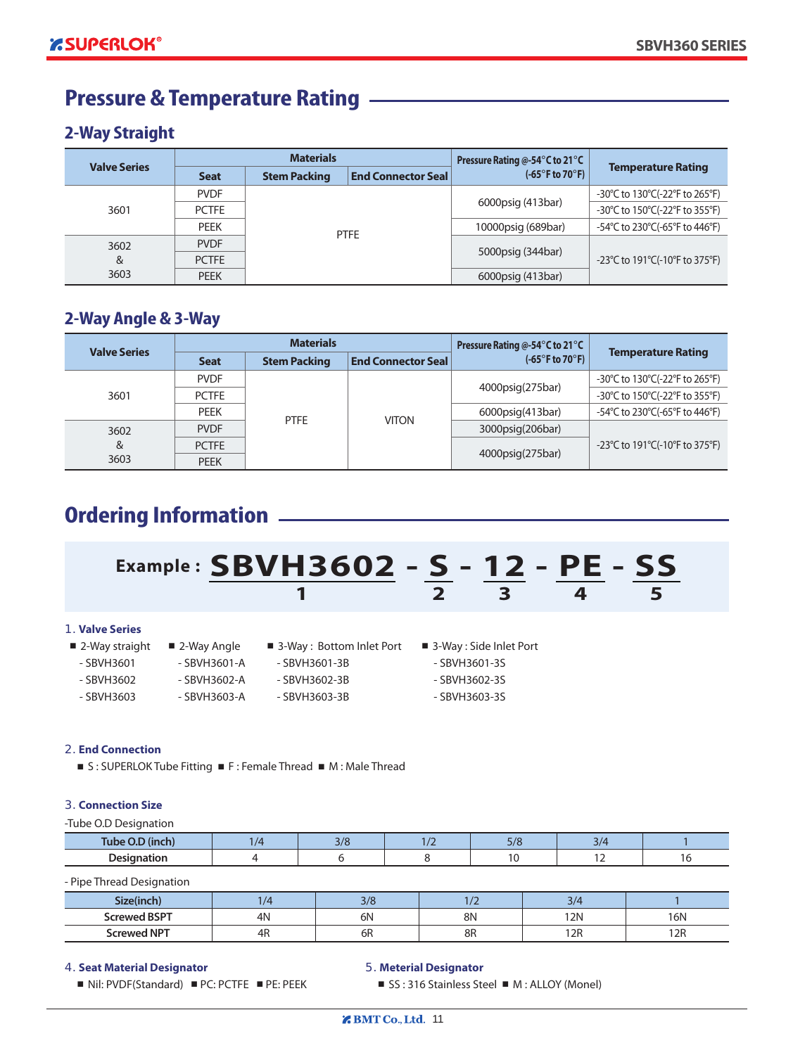# Pressure & Temperature Rating

## 2-Way Straight

| Valve Series | Materials | | | Pressure Rating @-54°C to 21°C (-65°F to 70°F) | Temperature Rating |
|---|---|---|---|---|---|
| | Seat | Stem Packing | End Connector Seal | | |
| 3601 | PVDF | PTFE | | 6000psig (413bar) | -30°C to 130°C(-22°F to 265°F) |
| | PCTFE | | | | -30°C to 150°C(-22°F to 355°F) |
| | PEEK | | | 10000psig (689bar) | -54°C to 230°C(-65°F to 446°F) |
| 3602 & 3603 | PVDF | | | 5000psig (344bar) | -23°C to 191°C(-10°F to 375°F) |
| | PCTFE | | | | |
| | PEEK | | | 6000psig (413bar) | |

## 2-Way Angle & 3-Way

| Valve Series | Materials | | | Pressure Rating @-54°C to 21°C (-65°F to 70°F) | Temperature Rating |
|---|---|---|---|---|---|
| | Seat | Stem Packing | End Connector Seal | | |
| 3601 | PVDF | PTFE | VITON | 4000psig(275bar) | -30°C to 130°C(-22°F to 265°F) |
| | PCTFE | | | | -30°C to 150°C(-22°F to 355°F) |
| | PEEK | | | 6000psig(413bar) | -54°C to 230°C(-65°F to 446°F) |
| 3602 & 3603 | PVDF | | | 3000psig(206bar) | -23°C to 191°C(-10°F to 375°F) |
| | PCTFE | | | 4000psig(275bar) | |
| | PEEK | | | | |

# Ordering Information

**Example : SBVH3602 - S - 12 - PE - SS**

(1: SBVH3602, 2: S, 3: 12, 4: PE, 5: SS)

### 1. Valve Series

- 2-Way straight
  - SBVH3601
  - SBVH3602
  - SBVH3603
- 2-Way Angle
  - SBVH3601-A
  - SBVH3602-A
  - SBVH3603-A
- 3-Way : Bottom Inlet Port
  - SBVH3601-3B
  - SBVH3602-3B
  - SBVH3603-3B
- 3-Way : Side Inlet Port
  - SBVH3601-3S
  - SBVH3602-3S
  - SBVH3603-3S

### 2. End Connection

■ S : SUPERLOK Tube Fitting ■ F : Female Thread ■ M : Male Thread

### 3. Connection Size

-Tube O.D Designation

| Tube O.D (inch) | 1/4 | 3/8 | 1/2 | 5/8 | 3/4 | 1 |
|---|---|---|---|---|---|---|
| Designation | 4 | 6 | 8 | 10 | 12 | 16 |

- Pipe Thread Designation

| Size(inch) | 1/4 | 3/8 | 1/2 | 3/4 | 1 |
|---|---|---|---|---|---|
| Screwed BSPT | 4N | 6N | 8N | 12N | 16N |
| Screwed NPT | 4R | 6R | 8R | 12R | 12R |

### 4. Seat Material Designator

■ Nil: PVDF(Standard) ■ PC: PCTFE ■ PE: PEEK

### 5. Meterial Designator

■ SS : 316 Stainless Steel ■ M : ALLOY (Monel)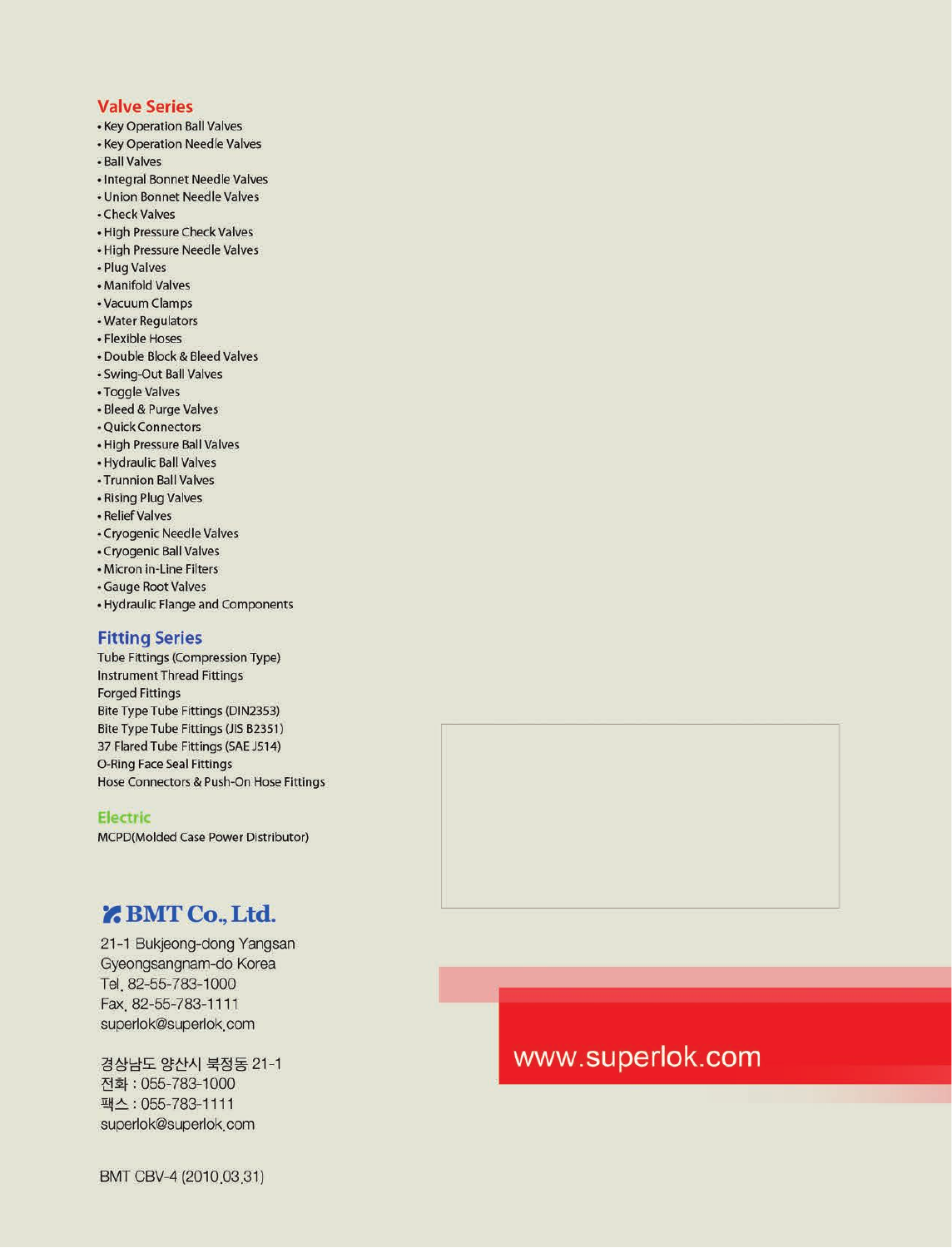## Valve Series

- Key Operation Ball Valves
- Key Operation Needle Valves
- Ball Valves
- Integral Bonnet Needle Valves
- Union Bonnet Needle Valves
- Check Valves
- High Pressure Check Valves
- High Pressure Needle Valves
- Plug Valves
- Manifold Valves
- Vacuum Clamps
- Water Regulators
- Flexible Hoses
- Double Block & Bleed Valves
- Swing-Out Ball Valves
- Toggle Valves
- Bleed & Purge Valves
- Quick Connectors
- High Pressure Ball Valves
- Hydraulic Ball Valves
- Trunnion Ball Valves
- Rising Plug Valves
- Relief Valves
- Cryogenic Needle Valves
- Cryogenic Ball Valves
- Micron in-Line Filters
- Gauge Root Valves
- Hydraulic Flange and Components

## Fitting Series

Tube Fittings (Compression Type)
Instrument Thread Fittings
Forged Fittings
Bite Type Tube Fittings (DIN2353)
Bite Type Tube Fittings (JIS B2351)
37 Flared Tube Fittings (SAE J514)
O-Ring Face Seal Fittings
Hose Connectors & Push-On Hose Fittings

## Electric

MCPD(Molded Case Power Distributor)

## BMT Co., Ltd.

21-1 Bukjeong-dong Yangsan
Gyeongsangnam-do Korea
Tel. 82-55-783-1000
Fax. 82-55-783-1111
superlok@superlok.com

경상남도 양산시 북정동 21-1
전화 : 055-783-1000
팩스 : 055-783-1111
superlok@superlok.com

www.superlok.com

BMT CBV-4 (2010.03.31)